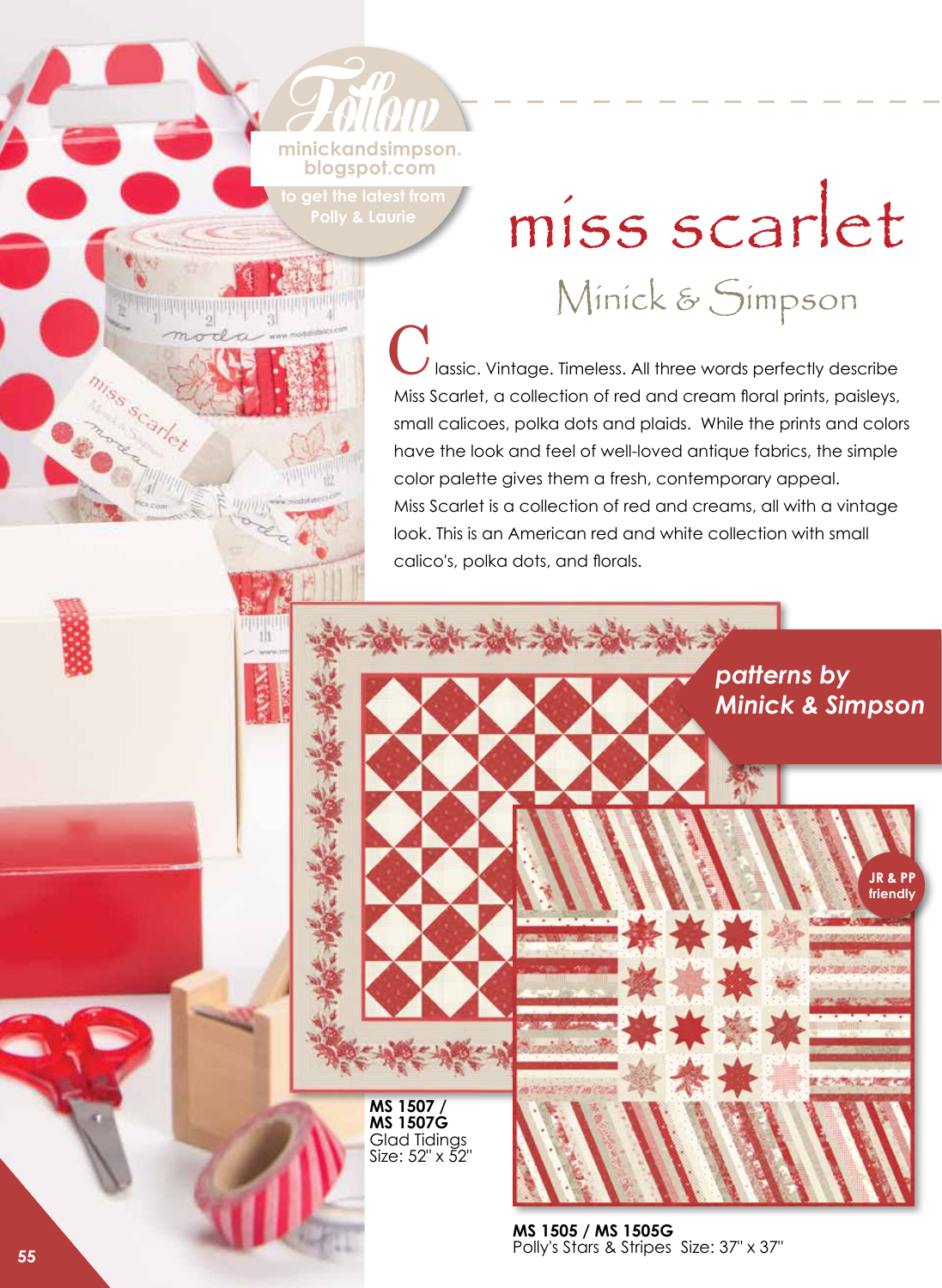**Follow**

minickandsimpson.blogspot.com

to get the latest from Polly & Laurie

# miss scarlet

## Minick & Simpson

Classic. Vintage. Timeless. All three words perfectly describe Miss Scarlet, a collection of red and cream floral prints, paisleys, small calicoes, polka dots and plaids. While the prints and colors have the look and feel of well-loved antique fabrics, the simple color palette gives them a fresh, contemporary appeal. Miss Scarlet is a collection of red and creams, all with a vintage look. This is an American red and white collection with small calico's, polka dots, and florals.

***patterns by Minick & Simpson***

**MS 1507 / MS 1507G**
Glad Tidings
Size: 52" x 52"

JR & PP friendly

**MS 1505 / MS 1505G**
Polly's Stars & Stripes Size: 37" x 37"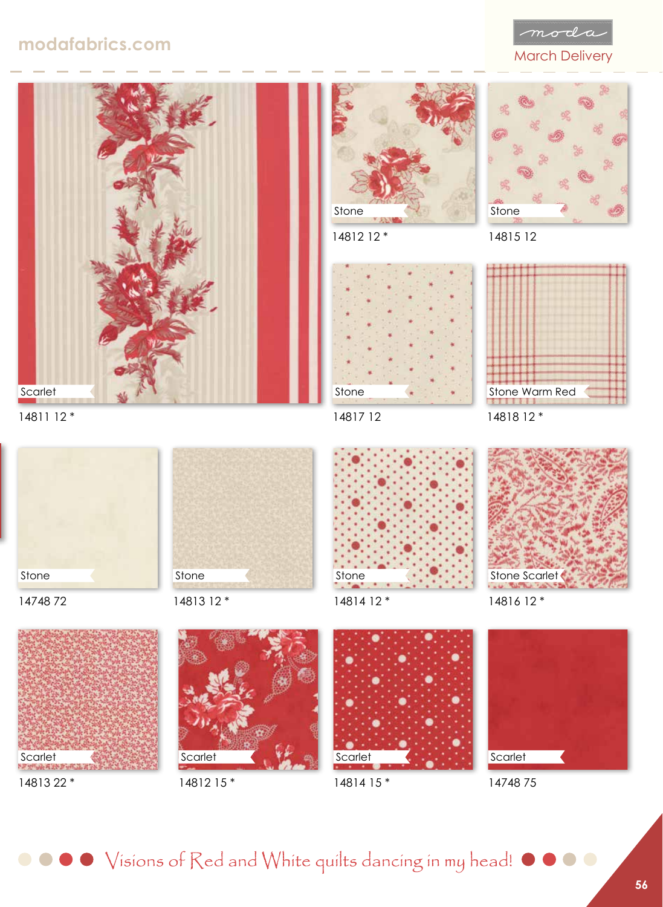modafabrics.com

moda

March Delivery

Scarlet
14811 12 *

Stone
14812 12 *

Stone
14815 12

Stone
14817 12

Stone Warm Red
14818 12 *

Stone
14748 72

Stone
14813 12 *

Stone
14814 12 *

Stone Scarlet
14816 12 *

Scarlet
14813 22 *

Scarlet
14812 15 *

Scarlet
14814 15 *

Scarlet
14748 75

Visions of Red and White quilts dancing in my head!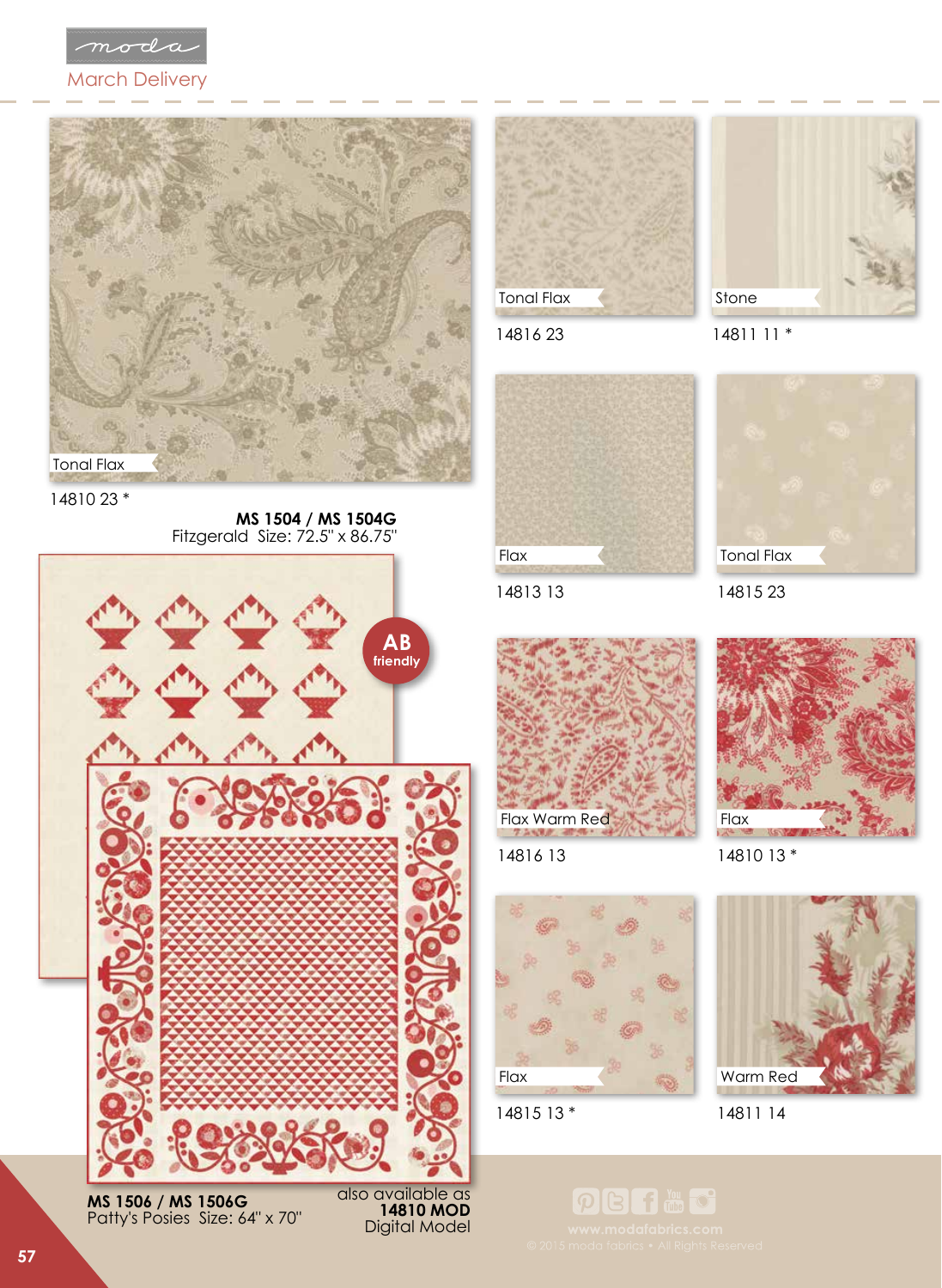moda

March Delivery

Tonal Flax
14810 23 *

Tonal Flax
14816 23

Stone
14811 11 *

**MS 1504 / MS 1504G**
Fitzgerald Size: 72.5" x 86.75"

AB friendly

Flax
14813 13

Tonal Flax
14815 23

Flax Warm Red
14816 13

Flax
14810 13 *

Flax
14815 13 *

Warm Red
14811 14

**MS 1506 / MS 1506G**
Patty's Posies Size: 64" x 70"

also available as
**14810 MOD**
Digital Model

www.modafabrics.com
© 2015 moda fabrics • All Rights Reserved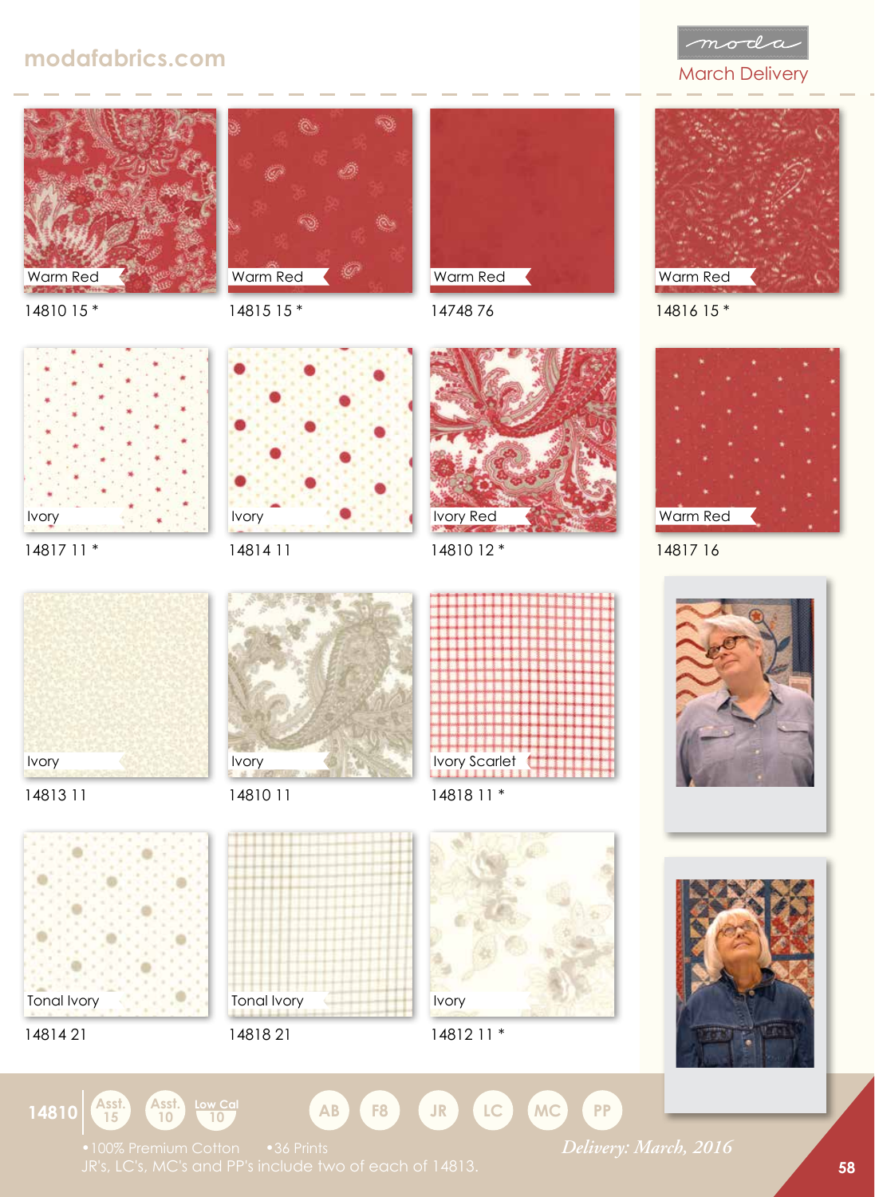modafabrics.com

moda
March Delivery

Warm Red
14810 15 *

Warm Red
14815 15 *

Warm Red
14748 76

Warm Red
14816 15 *

Ivory
14817 11 *

Ivory
14814 11

Ivory Red
14810 12 *

Warm Red
14817 16

Ivory
14813 11

Ivory
14810 11

Ivory Scarlet
14818 11 *

Tonal Ivory
14814 21

Tonal Ivory
14818 21

Ivory
14812 11 *

14810 Asst. 15 Asst. 10 Low Cal 10 AB F8 JR LC MC PP

• 100% Premium Cotton • 36 Prints

JR's, LC's, MC's and PP's include two of each of 14813.

*Delivery: March, 2016*